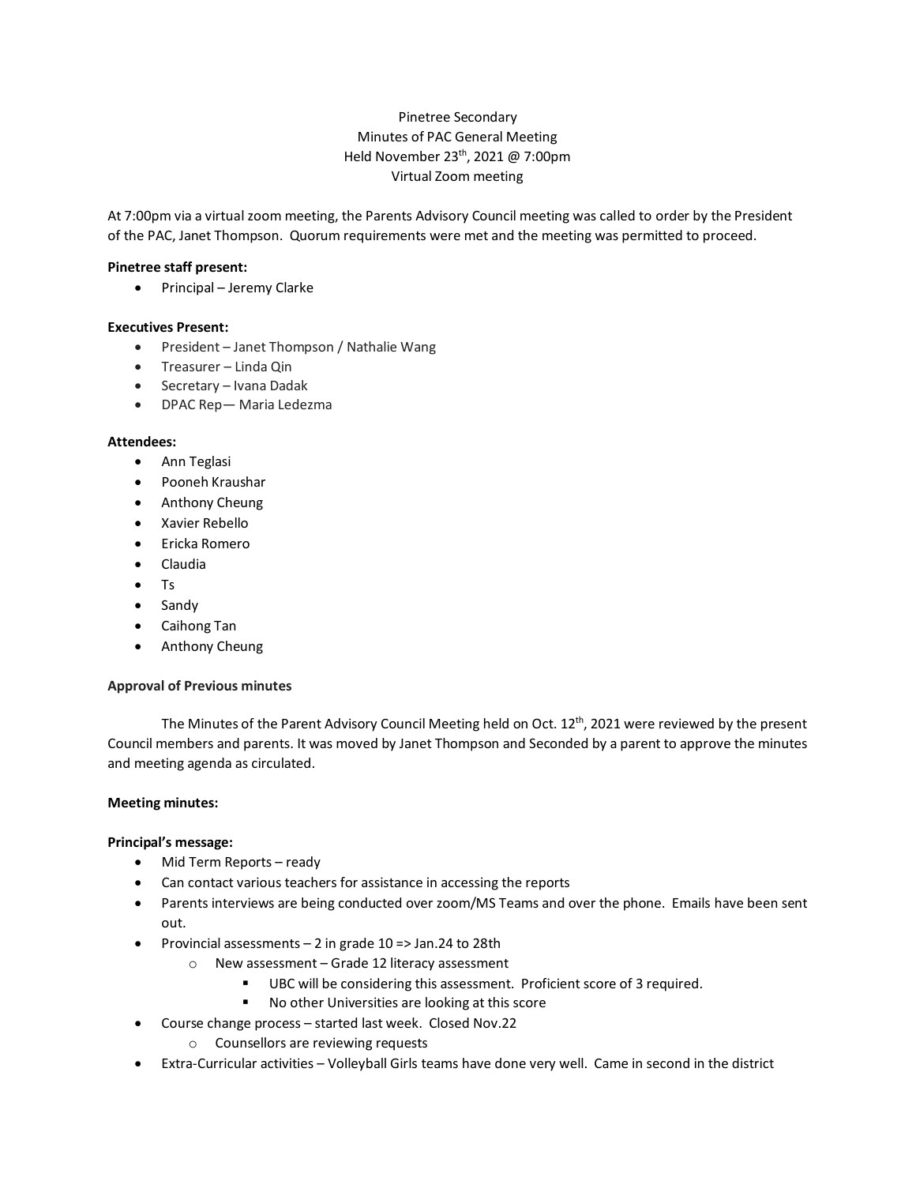Pinetree Secondary
Minutes of PAC General Meeting
Held November 23rd, 2021 @ 7:00pm
Virtual Zoom meeting

At 7:00pm via a virtual zoom meeting, the Parents Advisory Council meeting was called to order by the President of the PAC, Janet Thompson. Quorum requirements were met and the meeting was permitted to proceed.

**Pinetree staff present:**

- Principal – Jeremy Clarke

**Executives Present:**

- President – Janet Thompson / Nathalie Wang
- Treasurer – Linda Qin
- Secretary – Ivana Dadak
- DPAC Rep— Maria Ledezma

**Attendees:**

- Ann Teglasi
- Pooneh Kraushar
- Anthony Cheung
- Xavier Rebello
- Ericka Romero
- Claudia
- Ts
- Sandy
- Caihong Tan
- Anthony Cheung

**Approval of Previous minutes**

The Minutes of the Parent Advisory Council Meeting held on Oct. 12th, 2021 were reviewed by the present Council members and parents. It was moved by Janet Thompson and Seconded by a parent to approve the minutes and meeting agenda as circulated.

**Meeting minutes:**

**Principal's message:**

- Mid Term Reports – ready
- Can contact various teachers for assistance in accessing the reports
- Parents interviews are being conducted over zoom/MS Teams and over the phone. Emails have been sent out.
- Provincial assessments – 2 in grade 10 => Jan.24 to 28th
  - New assessment – Grade 12 literacy assessment
    - UBC will be considering this assessment. Proficient score of 3 required.
    - No other Universities are looking at this score
- Course change process – started last week. Closed Nov.22
  - Counsellors are reviewing requests
- Extra-Curricular activities – Volleyball Girls teams have done very well. Came in second in the district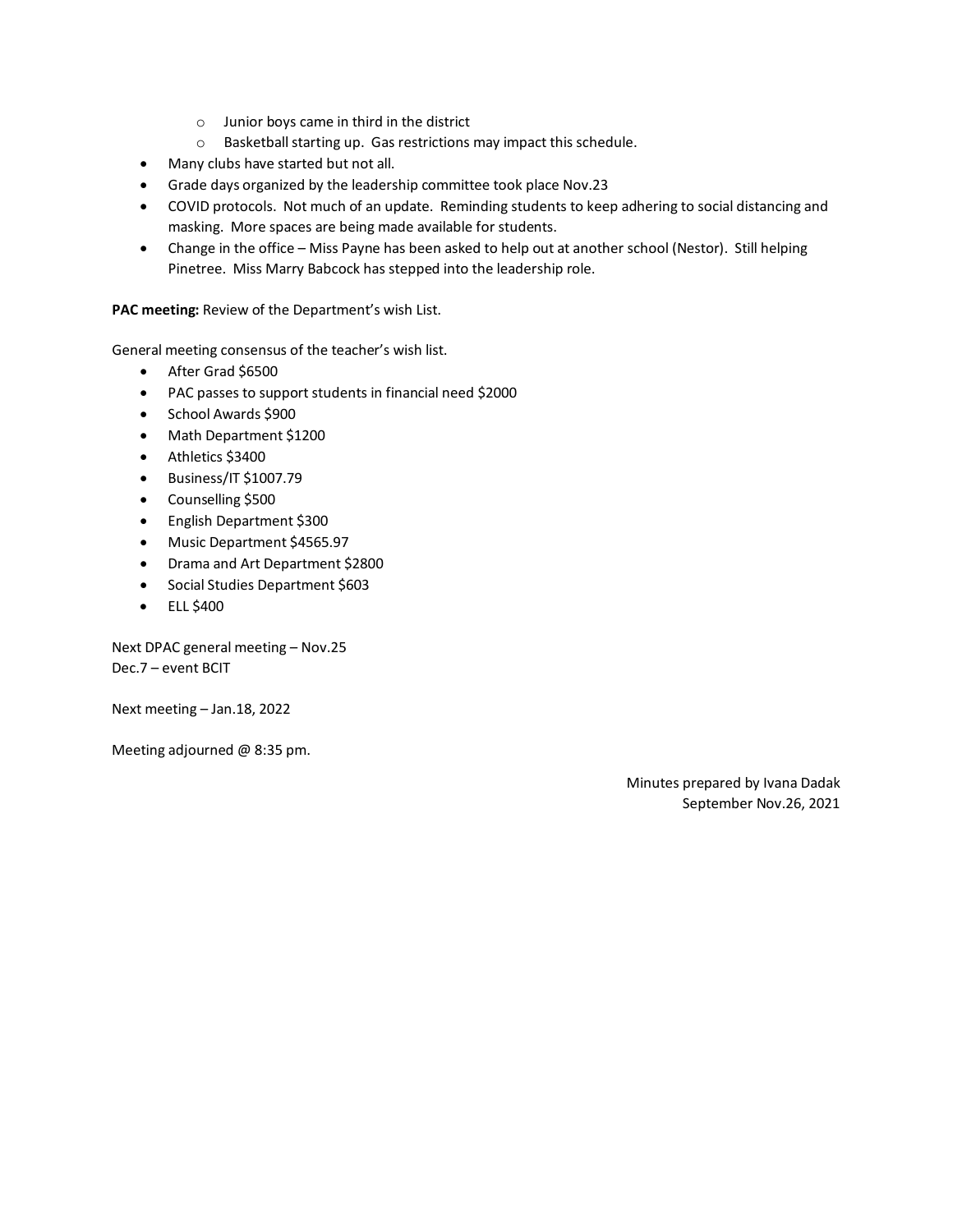- Junior boys came in third in the district
    - Basketball starting up. Gas restrictions may impact this schedule.
- Many clubs have started but not all.
- Grade days organized by the leadership committee took place Nov.23
- COVID protocols. Not much of an update. Reminding students to keep adhering to social distancing and masking. More spaces are being made available for students.
- Change in the office – Miss Payne has been asked to help out at another school (Nestor). Still helping Pinetree. Miss Marry Babcock has stepped into the leadership role.

**PAC meeting:** Review of the Department's wish List.

General meeting consensus of the teacher's wish list.

- After Grad $6500
- PAC passes to support students in financial need $2000
- School Awards $900
- Math Department $1200
- Athletics $3400
- Business/IT $1007.79
- Counselling $500
- English Department $300
- Music Department $4565.97
- Drama and Art Department $2800
- Social Studies Department $603
- ELL $400

Next DPAC general meeting – Nov.25
Dec.7 – event BCIT

Next meeting – Jan.18, 2022

Meeting adjourned @ 8:35 pm.

Minutes prepared by Ivana Dadak
September Nov.26, 2021